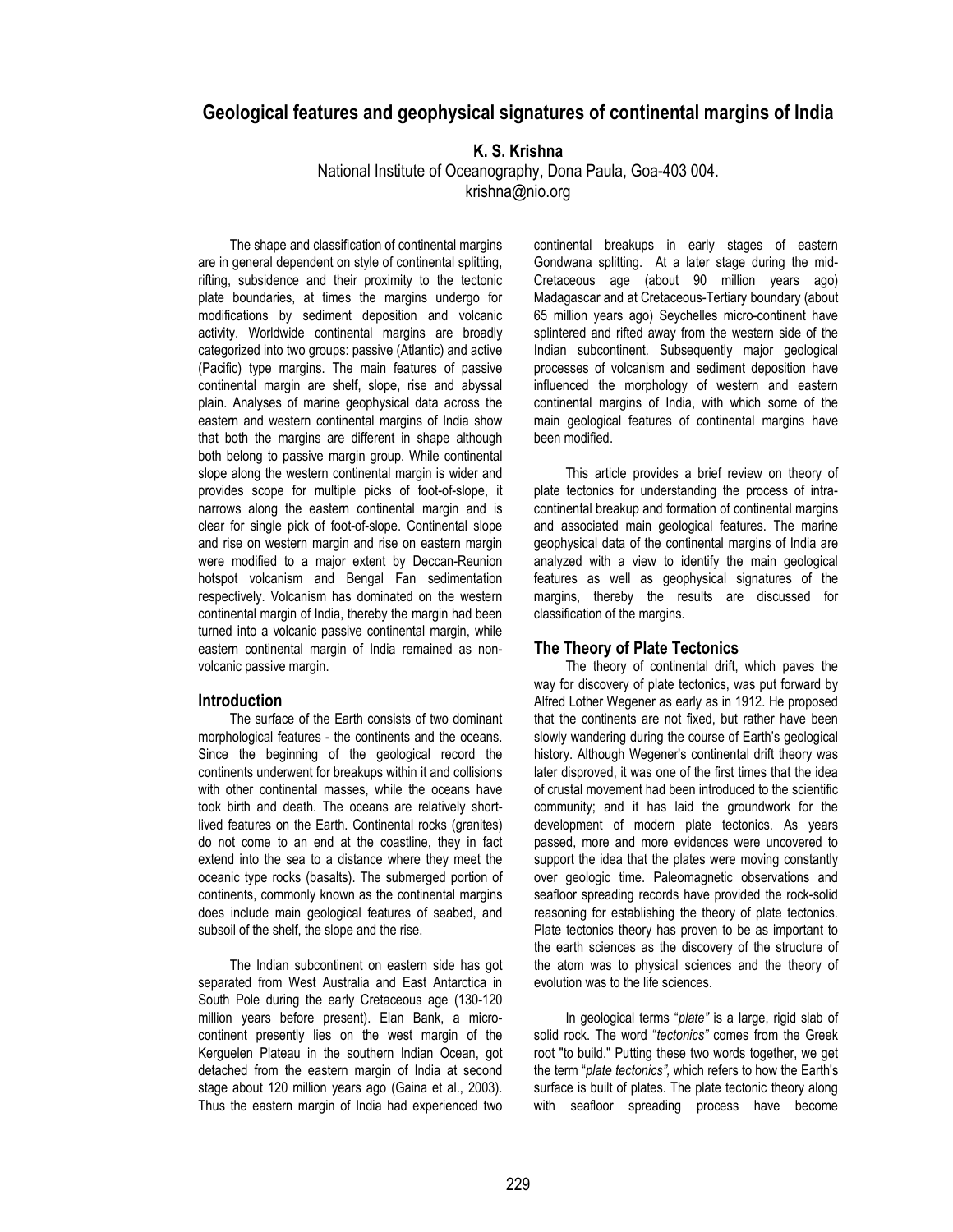# Geological features and geophysical signatures of continental margins of India

**K. S. Krishna**

National Institute of Oceanography, Dona Paula, Goa-403 004.
krishna@nio.org

The shape and classification of continental margins are in general dependent on style of continental splitting, rifting, subsidence and their proximity to the tectonic plate boundaries, at times the margins undergo for modifications by sediment deposition and volcanic activity. Worldwide continental margins are broadly categorized into two groups: passive (Atlantic) and active (Pacific) type margins. The main features of passive continental margin are shelf, slope, rise and abyssal plain. Analyses of marine geophysical data across the eastern and western continental margins of India show that both the margins are different in shape although both belong to passive margin group. While continental slope along the western continental margin is wider and provides scope for multiple picks of foot-of-slope, it narrows along the eastern continental margin and is clear for single pick of foot-of-slope. Continental slope and rise on western margin and rise on eastern margin were modified to a major extent by Deccan-Reunion hotspot volcanism and Bengal Fan sedimentation respectively. Volcanism has dominated on the western continental margin of India, thereby the margin had been turned into a volcanic passive continental margin, while eastern continental margin of India remained as non-volcanic passive margin.

## Introduction

The surface of the Earth consists of two dominant morphological features - the continents and the oceans. Since the beginning of the geological record the continents underwent for breakups within it and collisions with other continental masses, while the oceans have took birth and death. The oceans are relatively short-lived features on the Earth. Continental rocks (granites) do not come to an end at the coastline, they in fact extend into the sea to a distance where they meet the oceanic type rocks (basalts). The submerged portion of continents, commonly known as the continental margins does include main geological features of seabed, and subsoil of the shelf, the slope and the rise.

The Indian subcontinent on eastern side has got separated from West Australia and East Antarctica in South Pole during the early Cretaceous age (130-120 million years before present). Elan Bank, a micro-continent presently lies on the west margin of the Kerguelen Plateau in the southern Indian Ocean, got detached from the eastern margin of India at second stage about 120 million years ago (Gaina et al., 2003). Thus the eastern margin of India had experienced two continental breakups in early stages of eastern Gondwana splitting. At a later stage during the mid-Cretaceous age (about 90 million years ago) Madagascar and at Cretaceous-Tertiary boundary (about 65 million years ago) Seychelles micro-continent have splintered and rifted away from the western side of the Indian subcontinent. Subsequently major geological processes of volcanism and sediment deposition have influenced the morphology of western and eastern continental margins of India, with which some of the main geological features of continental margins have been modified.

This article provides a brief review on theory of plate tectonics for understanding the process of intra-continental breakup and formation of continental margins and associated main geological features. The marine geophysical data of the continental margins of India are analyzed with a view to identify the main geological features as well as geophysical signatures of the margins, thereby the results are discussed for classification of the margins.

## The Theory of Plate Tectonics

The theory of continental drift, which paves the way for discovery of plate tectonics, was put forward by Alfred Lother Wegener as early as in 1912. He proposed that the continents are not fixed, but rather have been slowly wandering during the course of Earth's geological history. Although Wegener's continental drift theory was later disproved, it was one of the first times that the idea of crustal movement had been introduced to the scientific community; and it has laid the groundwork for the development of modern plate tectonics. As years passed, more and more evidences were uncovered to support the idea that the plates were moving constantly over geologic time. Paleomagnetic observations and seafloor spreading records have provided the rock-solid reasoning for establishing the theory of plate tectonics. Plate tectonics theory has proven to be as important to the earth sciences as the discovery of the structure of the atom was to physical sciences and the theory of evolution was to the life sciences.

In geological terms "*plate"* is a large, rigid slab of solid rock. The word "*tectonics"* comes from the Greek root "to build." Putting these two words together, we get the term "*plate tectonics",* which refers to how the Earth's surface is built of plates. The plate tectonic theory along with seafloor spreading process have become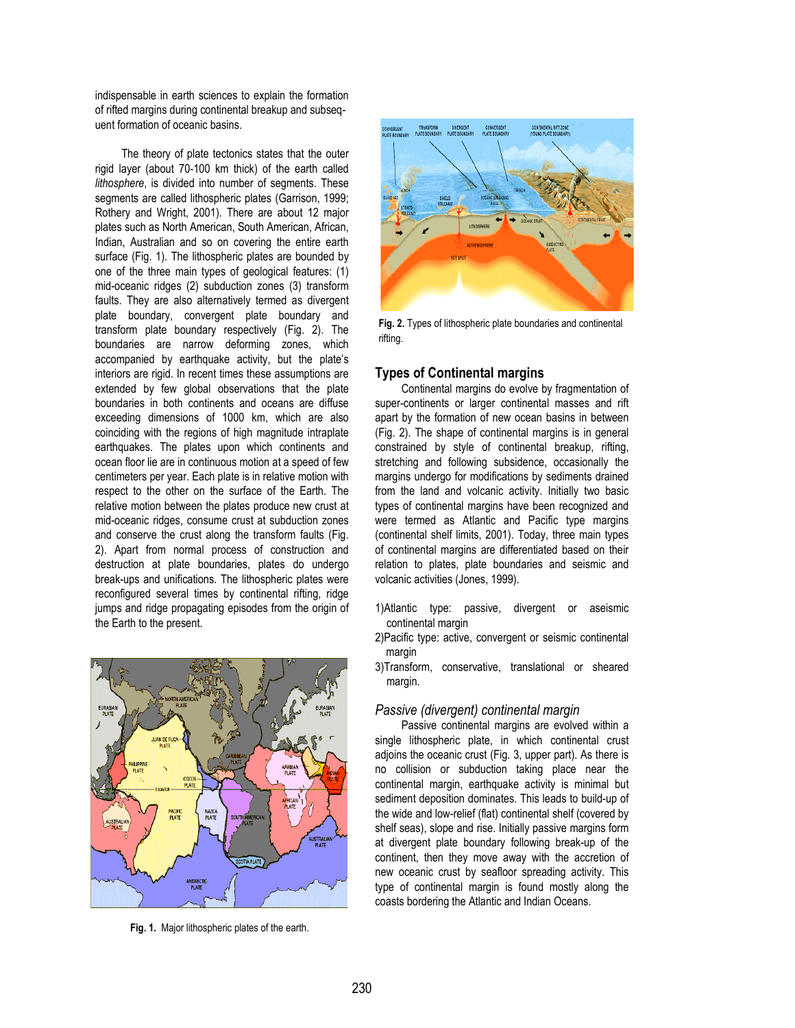indispensable in earth sciences to explain the formation of rifted margins during continental breakup and subsequent formation of oceanic basins.

The theory of plate tectonics states that the outer rigid layer (about 70-100 km thick) of the earth called *lithosphere*, is divided into number of segments. These segments are called lithospheric plates (Garrison, 1999; Rothery and Wright, 2001). There are about 12 major plates such as North American, South American, African, Indian, Australian and so on covering the entire earth surface (Fig. 1). The lithospheric plates are bounded by one of the three main types of geological features: (1) mid-oceanic ridges (2) subduction zones (3) transform faults. They are also alternatively termed as divergent plate boundary, convergent plate boundary and transform plate boundary respectively (Fig. 2). The boundaries are narrow deforming zones, which accompanied by earthquake activity, but the plate's interiors are rigid. In recent times these assumptions are extended by few global observations that the plate boundaries in both continents and oceans are diffuse exceeding dimensions of 1000 km, which are also coinciding with the regions of high magnitude intraplate earthquakes. The plates upon which continents and ocean floor lie are in continuous motion at a speed of few centimeters per year. Each plate is in relative motion with respect to the other on the surface of the Earth. The relative motion between the plates produce new crust at mid-oceanic ridges, consume crust at subduction zones and conserve the crust along the transform faults (Fig. 2). Apart from normal process of construction and destruction at plate boundaries, plates do undergo break-ups and unifications. The lithospheric plates were reconfigured several times by continental rifting, ridge jumps and ridge propagating episodes from the origin of the Earth to the present.

**Fig. 1.** Major lithospheric plates of the earth.

**Fig. 2.** Types of lithospheric plate boundaries and continental rifting.

## Types of Continental margins

Continental margins do evolve by fragmentation of super-continents or larger continental masses and rift apart by the formation of new ocean basins in between (Fig. 2). The shape of continental margins is in general constrained by style of continental breakup, rifting, stretching and following subsidence, occasionally the margins undergo for modifications by sediments drained from the land and volcanic activity. Initially two basic types of continental margins have been recognized and were termed as Atlantic and Pacific type margins (continental shelf limits, 2001). Today, three main types of continental margins are differentiated based on their relation to plates, plate boundaries and seismic and volcanic activities (Jones, 1999).

1) Atlantic type: passive, divergent or aseismic continental margin
2) Pacific type: active, convergent or seismic continental margin
3) Transform, conservative, translational or sheared margin.

### *Passive (divergent) continental margin*

Passive continental margins are evolved within a single lithospheric plate, in which continental crust adjoins the oceanic crust (Fig. 3, upper part). As there is no collision or subduction taking place near the continental margin, earthquake activity is minimal but sediment deposition dominates. This leads to build-up of the wide and low-relief (flat) continental shelf (covered by shelf seas), slope and rise. Initially passive margins form at divergent plate boundary following break-up of the continent, then they move away with the accretion of new oceanic crust by seafloor spreading activity. This type of continental margin is found mostly along the coasts bordering the Atlantic and Indian Oceans.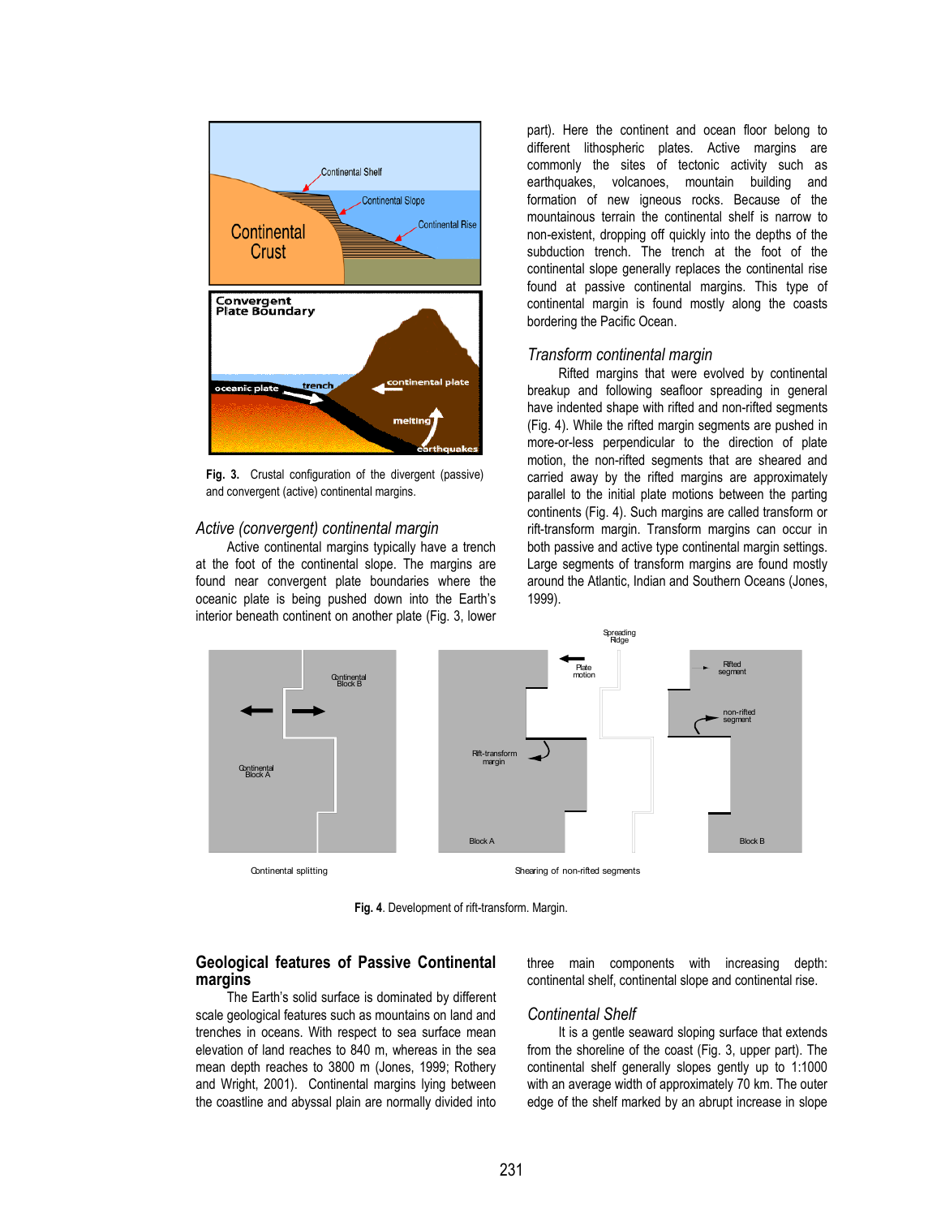Fig. 3. Crustal configuration of the divergent (passive) and convergent (active) continental margins.

### *Active (convergent) continental margin*

Active continental margins typically have a trench at the foot of the continental slope. The margins are found near convergent plate boundaries where the oceanic plate is being pushed down into the Earth's interior beneath continent on another plate (Fig. 3, lower part). Here the continent and ocean floor belong to different lithospheric plates. Active margins are commonly the sites of tectonic activity such as earthquakes, volcanoes, mountain building and formation of new igneous rocks. Because of the mountainous terrain the continental shelf is narrow to non-existent, dropping off quickly into the depths of the subduction trench. The trench at the foot of the continental slope generally replaces the continental rise found at passive continental margins. This type of continental margin is found mostly along the coasts bordering the Pacific Ocean.

### *Transform continental margin*

Rifted margins that were evolved by continental breakup and following seafloor spreading in general have indented shape with rifted and non-rifted segments (Fig. 4). While the rifted margin segments are pushed in more-or-less perpendicular to the direction of plate motion, the non-rifted segments that are sheared and carried away by the rifted margins are approximately parallel to the initial plate motions between the parting continents (Fig. 4). Such margins are called transform or rift-transform margin. Transform margins can occur in both passive and active type continental margin settings. Large segments of transform margins are found mostly around the Atlantic, Indian and Southern Oceans (Jones, 1999).

**Fig. 4**. Development of rift-transform. Margin.

## Geological features of Passive Continental margins

The Earth's solid surface is dominated by different scale geological features such as mountains on land and trenches in oceans. With respect to sea surface mean elevation of land reaches to 840 m, whereas in the sea mean depth reaches to 3800 m (Jones, 1999; Rothery and Wright, 2001). Continental margins lying between the coastline and abyssal plain are normally divided into three main components with increasing depth: continental shelf, continental slope and continental rise.

### *Continental Shelf*

It is a gentle seaward sloping surface that extends from the shoreline of the coast (Fig. 3, upper part). The continental shelf generally slopes gently up to 1:1000 with an average width of approximately 70 km. The outer edge of the shelf marked by an abrupt increase in slope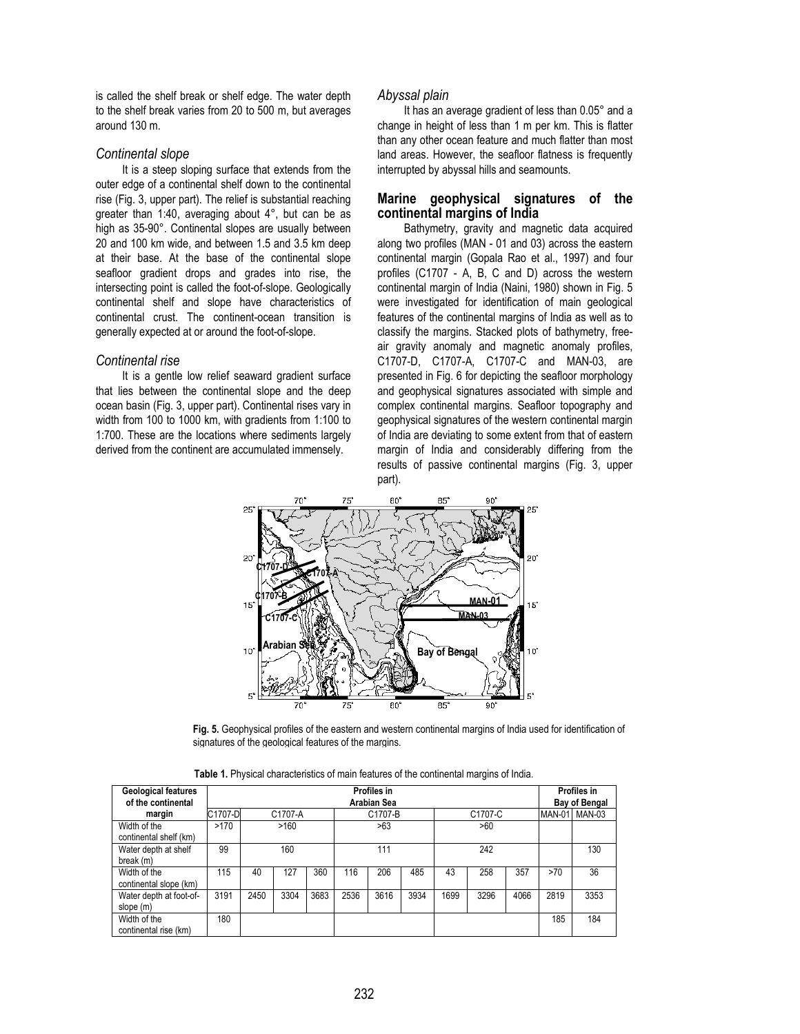is called the shelf break or shelf edge. The water depth to the shelf break varies from 20 to 500 m, but averages around 130 m.

### *Continental slope*

It is a steep sloping surface that extends from the outer edge of a continental shelf down to the continental rise (Fig. 3, upper part). The relief is substantial reaching greater than 1:40, averaging about 4°, but can be as high as 35-90°. Continental slopes are usually between 20 and 100 km wide, and between 1.5 and 3.5 km deep at their base. At the base of the continental slope seafloor gradient drops and grades into rise, the intersecting point is called the foot-of-slope. Geologically continental shelf and slope have characteristics of continental crust. The continent-ocean transition is generally expected at or around the foot-of-slope.

### *Continental rise*

It is a gentle low relief seaward gradient surface that lies between the continental slope and the deep ocean basin (Fig. 3, upper part). Continental rises vary in width from 100 to 1000 km, with gradients from 1:100 to 1:700. These are the locations where sediments largely derived from the continent are accumulated immensely.

### *Abyssal plain*

It has an average gradient of less than 0.05° and a change in height of less than 1 m per km. This is flatter than any other ocean feature and much flatter than most land areas. However, the seafloor flatness is frequently interrupted by abyssal hills and seamounts.

## Marine geophysical signatures of the continental margins of India

Bathymetry, gravity and magnetic data acquired along two profiles (MAN - 01 and 03) across the eastern continental margin (Gopala Rao et al., 1997) and four profiles (C1707 - A, B, C and D) across the western continental margin of India (Naini, 1980) shown in Fig. 5 were investigated for identification of main geological features of the continental margins of India as well as to classify the margins. Stacked plots of bathymetry, free-air gravity anomaly and magnetic anomaly profiles, C1707-D, C1707-A, C1707-C and MAN-03, are presented in Fig. 6 for depicting the seafloor morphology and geophysical signatures associated with simple and complex continental margins. Seafloor topography and geophysical signatures of the western continental margin of India are deviating to some extent from that of eastern margin of India and considerably differing from the results of passive continental margins (Fig. 3, upper part).

**Fig. 5.** Geophysical profiles of the eastern and western continental margins of India used for identification of signatures of the geological features of the margins.

**Table 1.** Physical characteristics of main features of the continental margins of India.

| Geological features of the continental margin | Profiles in Arabian Sea | | | | | | | | | | | Profiles in Bay of Bengal | |
|---|---|---|---|---|---|---|---|---|---|---|---|---|---|
| | C1707-D | C1707-A | | | C1707-B | | | C1707-C | | | | MAN-01 | MAN-03 |
| Width of the continental shelf (km) | >170 | >160 | | | >63 | | | >60 | | | | | |
| Water depth at shelf break (m) | 99 | 160 | | | 111 | | | 242 | | | | | 130 |
| Width of the continental slope (km) | 115 | 40 | 127 | 360 | 116 | 206 | 485 | 43 | 258 | 357 | | >70 | 36 |
| Water depth at foot-of-slope (m) | 3191 | 2450 | 3304 | 3683 | 2536 | 3616 | 3934 | 1699 | 3296 | 4066 | | 2819 | 3353 |
| Width of the continental rise (km) | 180 | | | | | | | | | | | 185 | 184 |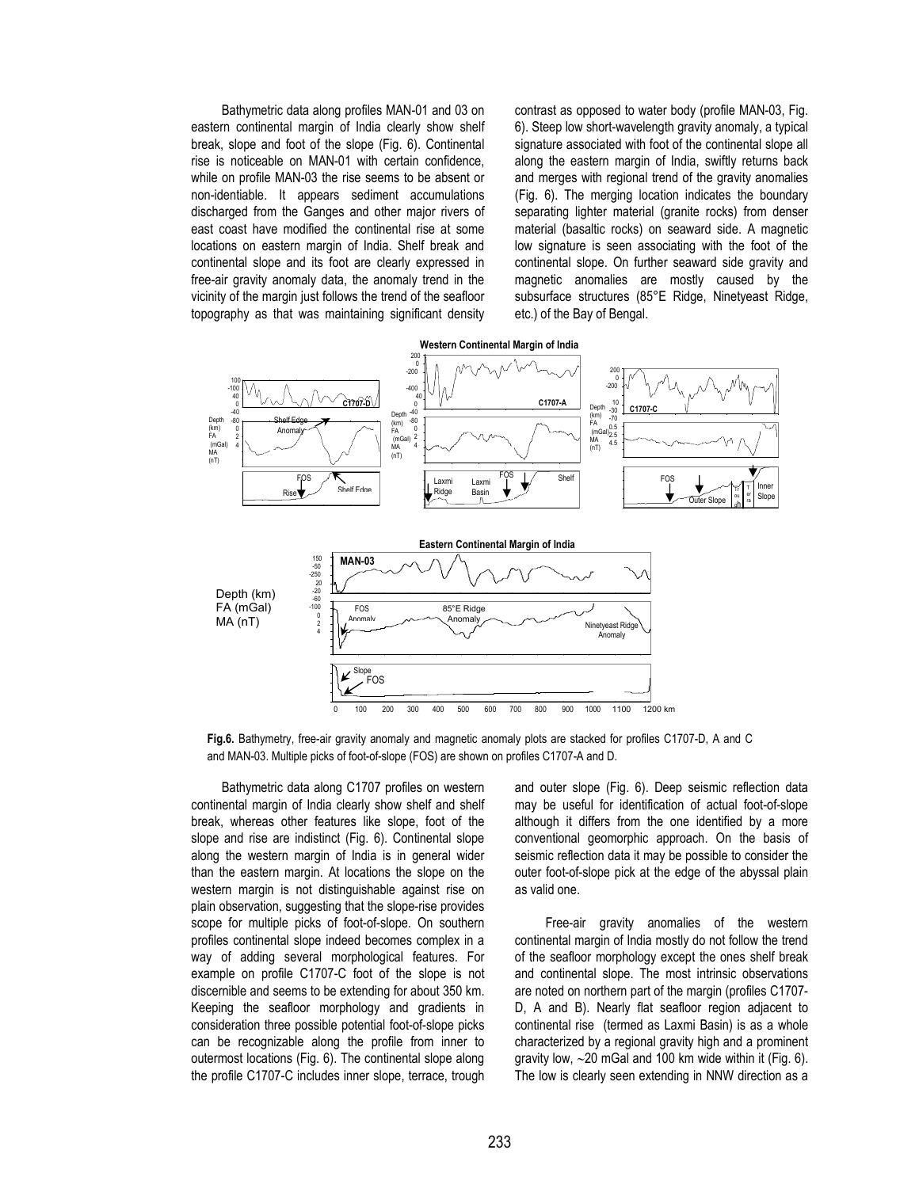Bathymetric data along profiles MAN-01 and 03 on eastern continental margin of India clearly show shelf break, slope and foot of the slope (Fig. 6). Continental rise is noticeable on MAN-01 with certain confidence, while on profile MAN-03 the rise seems to be absent or non-identiable. It appears sediment accumulations discharged from the Ganges and other major rivers of east coast have modified the continental rise at some locations on eastern margin of India. Shelf break and continental slope and its foot are clearly expressed in free-air gravity anomaly data, the anomaly trend in the vicinity of the margin just follows the trend of the seafloor topography as that was maintaining significant density contrast as opposed to water body (profile MAN-03, Fig. 6). Steep low short-wavelength gravity anomaly, a typical signature associated with foot of the continental slope all along the eastern margin of India, swiftly returns back and merges with regional trend of the gravity anomalies (Fig. 6). The merging location indicates the boundary separating lighter material (granite rocks) from denser material (basaltic rocks) on seaward side. A magnetic low signature is seen associating with the foot of the continental slope. On further seaward side gravity and magnetic anomalies are mostly caused by the subsurface structures (85°E Ridge, Ninetyeast Ridge, etc.) of the Bay of Bengal.

**Fig.6.** Bathymetry, free-air gravity anomaly and magnetic anomaly plots are stacked for profiles C1707-D, A and C and MAN-03. Multiple picks of foot-of-slope (FOS) are shown on profiles C1707-A and D.

Bathymetric data along C1707 profiles on western continental margin of India clearly show shelf and shelf break, whereas other features like slope, foot of the slope and rise are indistinct (Fig. 6). Continental slope along the western margin of India is in general wider than the eastern margin. At locations the slope on the western margin is not distinguishable against rise on plain observation, suggesting that the slope-rise provides scope for multiple picks of foot-of-slope. On southern profiles continental slope indeed becomes complex in a way of adding several morphological features. For example on profile C1707-C foot of the slope is not discernible and seems to be extending for about 350 km. Keeping the seafloor morphology and gradients in consideration three possible potential foot-of-slope picks can be recognizable along the profile from inner to outermost locations (Fig. 6). The continental slope along the profile C1707-C includes inner slope, terrace, trough and outer slope (Fig. 6). Deep seismic reflection data may be useful for identification of actual foot-of-slope although it differs from the one identified by a more conventional geomorphic approach. On the basis of seismic reflection data it may be possible to consider the outer foot-of-slope pick at the edge of the abyssal plain as valid one.

Free-air gravity anomalies of the western continental margin of India mostly do not follow the trend of the seafloor morphology except the ones shelf break and continental slope. The most intrinsic observations are noted on northern part of the margin (profiles C1707-D, A and B). Nearly flat seafloor region adjacent to continental rise (termed as Laxmi Basin) is as a whole characterized by a regional gravity high and a prominent gravity low, ~20 mGal and 100 km wide within it (Fig. 6). The low is clearly seen extending in NNW direction as a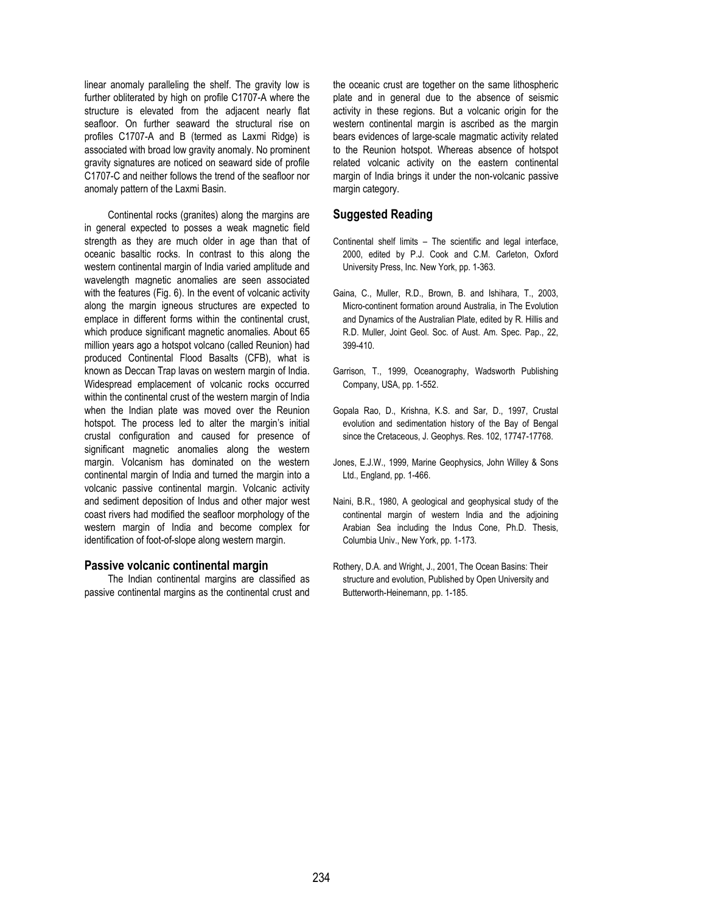linear anomaly paralleling the shelf. The gravity low is further obliterated by high on profile C1707-A where the structure is elevated from the adjacent nearly flat seafloor. On further seaward the structural rise on profiles C1707-A and B (termed as Laxmi Ridge) is associated with broad low gravity anomaly. No prominent gravity signatures are noticed on seaward side of profile C1707-C and neither follows the trend of the seafloor nor anomaly pattern of the Laxmi Basin.

Continental rocks (granites) along the margins are in general expected to posses a weak magnetic field strength as they are much older in age than that of oceanic basaltic rocks. In contrast to this along the western continental margin of India varied amplitude and wavelength magnetic anomalies are seen associated with the features (Fig. 6). In the event of volcanic activity along the margin igneous structures are expected to emplace in different forms within the continental crust, which produce significant magnetic anomalies. About 65 million years ago a hotspot volcano (called Reunion) had produced Continental Flood Basalts (CFB), what is known as Deccan Trap lavas on western margin of India. Widespread emplacement of volcanic rocks occurred within the continental crust of the western margin of India when the Indian plate was moved over the Reunion hotspot. The process led to alter the margin's initial crustal configuration and caused for presence of significant magnetic anomalies along the western margin. Volcanism has dominated on the western continental margin of India and turned the margin into a volcanic passive continental margin. Volcanic activity and sediment deposition of Indus and other major west coast rivers had modified the seafloor morphology of the western margin of India and become complex for identification of foot-of-slope along western margin.

## Passive volcanic continental margin

The Indian continental margins are classified as passive continental margins as the continental crust and the oceanic crust are together on the same lithospheric plate and in general due to the absence of seismic activity in these regions. But a volcanic origin for the western continental margin is ascribed as the margin bears evidences of large-scale magmatic activity related to the Reunion hotspot. Whereas absence of hotspot related volcanic activity on the eastern continental margin of India brings it under the non-volcanic passive margin category.

## Suggested Reading

Continental shelf limits – The scientific and legal interface, 2000, edited by P.J. Cook and C.M. Carleton, Oxford University Press, Inc. New York, pp. 1-363.

Gaina, C., Muller, R.D., Brown, B. and Ishihara, T., 2003, Micro-continent formation around Australia, in The Evolution and Dynamics of the Australian Plate, edited by R. Hillis and R.D. Muller, Joint Geol. Soc. of Aust. Am. Spec. Pap., 22, 399-410.

Garrison, T., 1999, Oceanography, Wadsworth Publishing Company, USA, pp. 1-552.

Gopala Rao, D., Krishna, K.S. and Sar, D., 1997, Crustal evolution and sedimentation history of the Bay of Bengal since the Cretaceous, J. Geophys. Res. 102, 17747-17768.

Jones, E.J.W., 1999, Marine Geophysics, John Willey & Sons Ltd., England, pp. 1-466.

Naini, B.R., 1980, A geological and geophysical study of the continental margin of western India and the adjoining Arabian Sea including the Indus Cone, Ph.D. Thesis, Columbia Univ., New York, pp. 1-173.

Rothery, D.A. and Wright, J., 2001, The Ocean Basins: Their structure and evolution, Published by Open University and Butterworth-Heinemann, pp. 1-185.